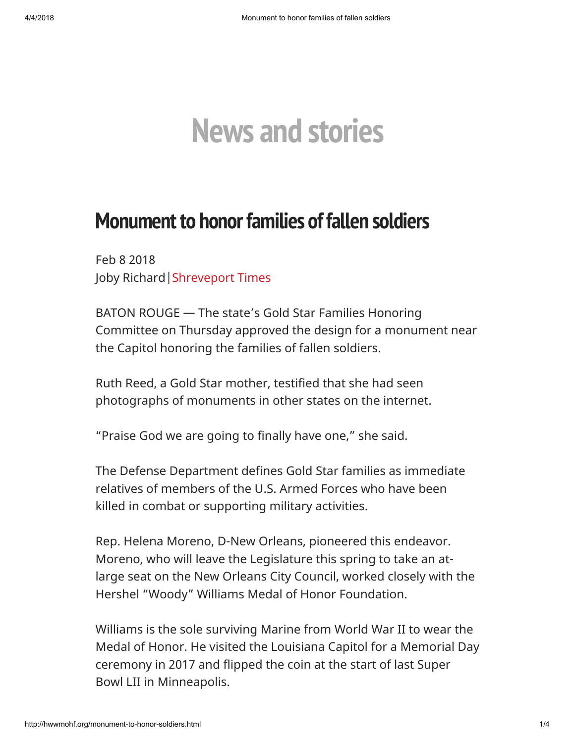# News and stories

## Monument to honor families of fallen soldiers

Feb 8 2018
Joby Richard | Shreveport Times

BATON ROUGE — The state's Gold Star Families Honoring Committee on Thursday approved the design for a monument near the Capitol honoring the families of fallen soldiers.

Ruth Reed, a Gold Star mother, testified that she had seen photographs of monuments in other states on the internet.

"Praise God we are going to finally have one," she said.

The Defense Department defines Gold Star families as immediate relatives of members of the U.S. Armed Forces who have been killed in combat or supporting military activities.

Rep. Helena Moreno, D-New Orleans, pioneered this endeavor. Moreno, who will leave the Legislature this spring to take an at-large seat on the New Orleans City Council, worked closely with the Hershel "Woody" Williams Medal of Honor Foundation.

Williams is the sole surviving Marine from World War II to wear the Medal of Honor. He visited the Louisiana Capitol for a Memorial Day ceremony in 2017 and flipped the coin at the start of last Super Bowl LII in Minneapolis.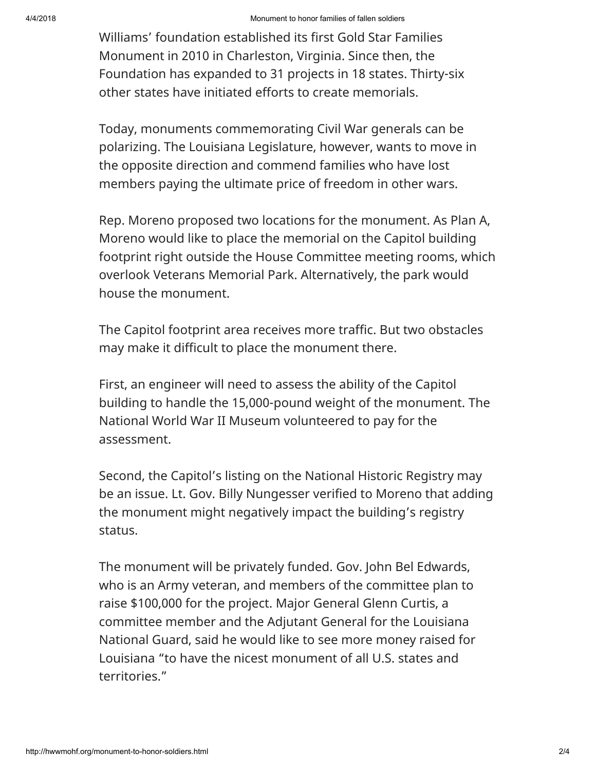Williams' foundation established its first Gold Star Families Monument in 2010 in Charleston, Virginia. Since then, the Foundation has expanded to 31 projects in 18 states. Thirty-six other states have initiated efforts to create memorials.

Today, monuments commemorating Civil War generals can be polarizing. The Louisiana Legislature, however, wants to move in the opposite direction and commend families who have lost members paying the ultimate price of freedom in other wars.

Rep. Moreno proposed two locations for the monument. As Plan A, Moreno would like to place the memorial on the Capitol building footprint right outside the House Committee meeting rooms, which overlook Veterans Memorial Park. Alternatively, the park would house the monument.

The Capitol footprint area receives more traffic. But two obstacles may make it difficult to place the monument there.

First, an engineer will need to assess the ability of the Capitol building to handle the 15,000-pound weight of the monument. The National World War II Museum volunteered to pay for the assessment.

Second, the Capitol's listing on the National Historic Registry may be an issue. Lt. Gov. Billy Nungesser verified to Moreno that adding the monument might negatively impact the building's registry status.

The monument will be privately funded. Gov. John Bel Edwards, who is an Army veteran, and members of the committee plan to raise $100,000 for the project. Major General Glenn Curtis, a committee member and the Adjutant General for the Louisiana National Guard, said he would like to see more money raised for Louisiana "to have the nicest monument of all U.S. states and territories."